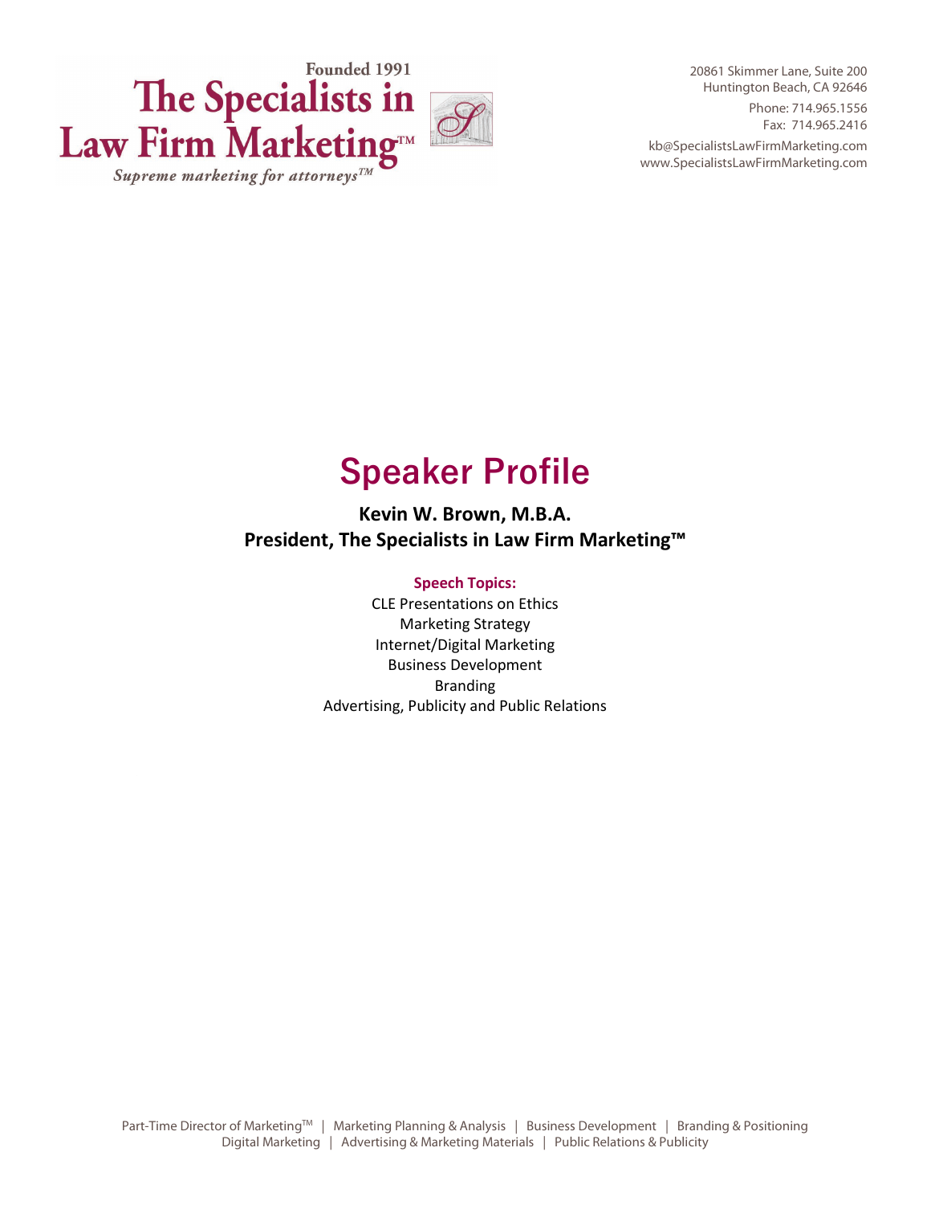Founded 1991

**The Specialists in Law Firm Marketing™**

*Supreme marketing for attorneys™*

20861 Skimmer Lane, Suite 200
Huntington Beach, CA 92646
Phone: 714.965.1556
Fax: 714.965.2416
kb@SpecialistsLawFirmMarketing.com
www.SpecialistsLawFirmMarketing.com

# Speaker Profile

**Kevin W. Brown, M.B.A.**
**President, The Specialists in Law Firm Marketing™**

**Speech Topics:**

CLE Presentations on Ethics
Marketing Strategy
Internet/Digital Marketing
Business Development
Branding
Advertising, Publicity and Public Relations

Part-Time Director of Marketing™ | Marketing Planning & Analysis | Business Development | Branding & Positioning
Digital Marketing | Advertising & Marketing Materials | Public Relations & Publicity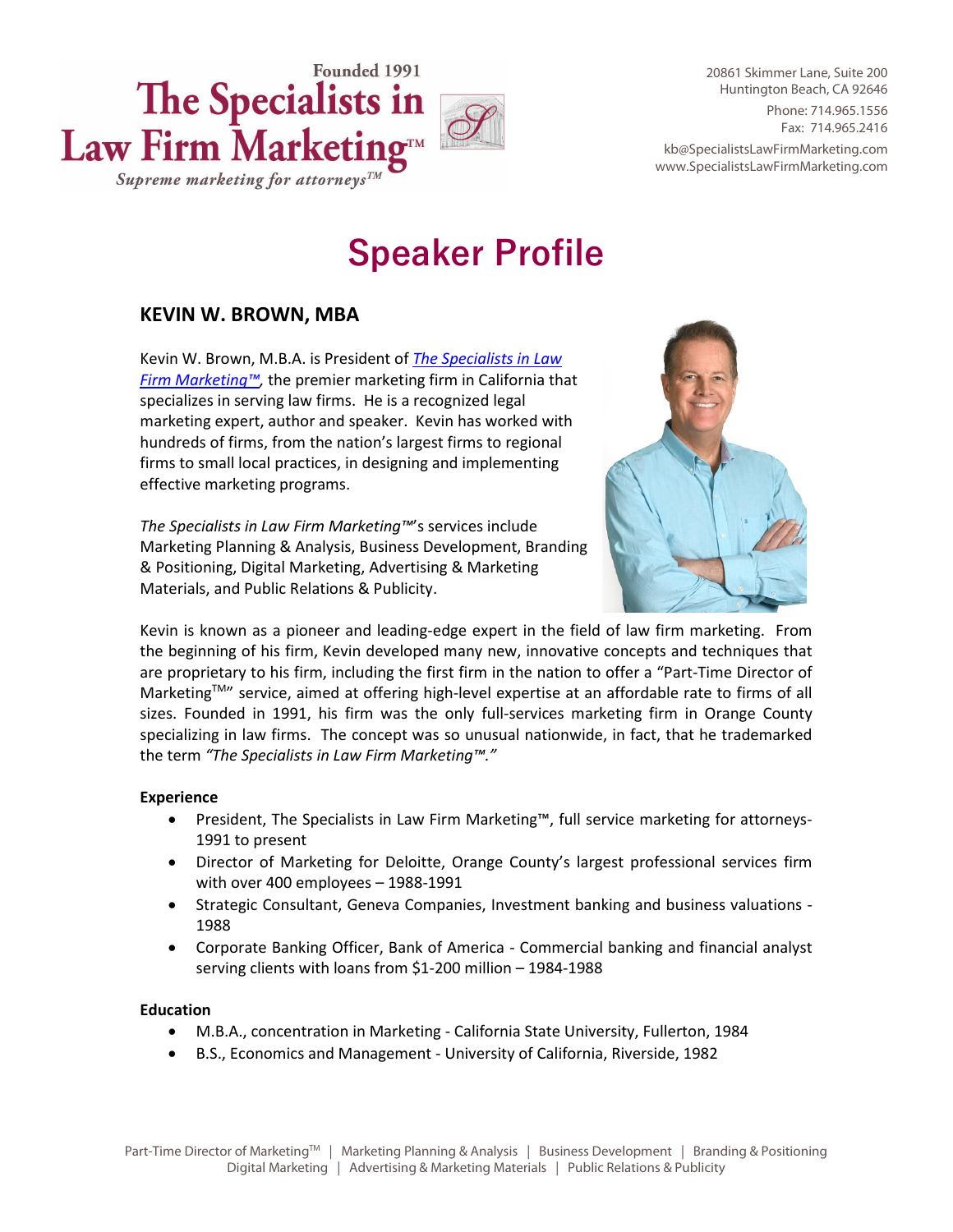Founded 1991

# The Specialists in Law Firm Marketing™

*Supreme marketing for attorneys™*

20861 Skimmer Lane, Suite 200
Huntington Beach, CA 92646
Phone: 714.965.1556
Fax: 714.965.2416
kb@SpecialistsLawFirmMarketing.com
www.SpecialistsLawFirmMarketing.com

# Speaker Profile

## KEVIN W. BROWN, MBA

Kevin W. Brown, M.B.A. is President of [*The Specialists in Law Firm Marketing™*](), the premier marketing firm in California that specializes in serving law firms. He is a recognized legal marketing expert, author and speaker. Kevin has worked with hundreds of firms, from the nation's largest firms to regional firms to small local practices, in designing and implementing effective marketing programs.

*The Specialists in Law Firm Marketing™*'s services include Marketing Planning & Analysis, Business Development, Branding & Positioning, Digital Marketing, Advertising & Marketing Materials, and Public Relations & Publicity.

Kevin is known as a pioneer and leading-edge expert in the field of law firm marketing. From the beginning of his firm, Kevin developed many new, innovative concepts and techniques that are proprietary to his firm, including the first firm in the nation to offer a "Part-Time Director of Marketing™" service, aimed at offering high-level expertise at an affordable rate to firms of all sizes. Founded in 1991, his firm was the only full-services marketing firm in Orange County specializing in law firms. The concept was so unusual nationwide, in fact, that he trademarked the term *"The Specialists in Law Firm Marketing™."*

**Experience**

- President, The Specialists in Law Firm Marketing™, full service marketing for attorneys-1991 to present
- Director of Marketing for Deloitte, Orange County's largest professional services firm with over 400 employees – 1988-1991
- Strategic Consultant, Geneva Companies, Investment banking and business valuations - 1988
- Corporate Banking Officer, Bank of America - Commercial banking and financial analyst serving clients with loans from $1-200 million – 1984-1988

**Education**

- M.B.A., concentration in Marketing - California State University, Fullerton, 1984
- B.S., Economics and Management - University of California, Riverside, 1982

Part-Time Director of Marketing™ | Marketing Planning & Analysis | Business Development | Branding & Positioning
Digital Marketing | Advertising & Marketing Materials | Public Relations & Publicity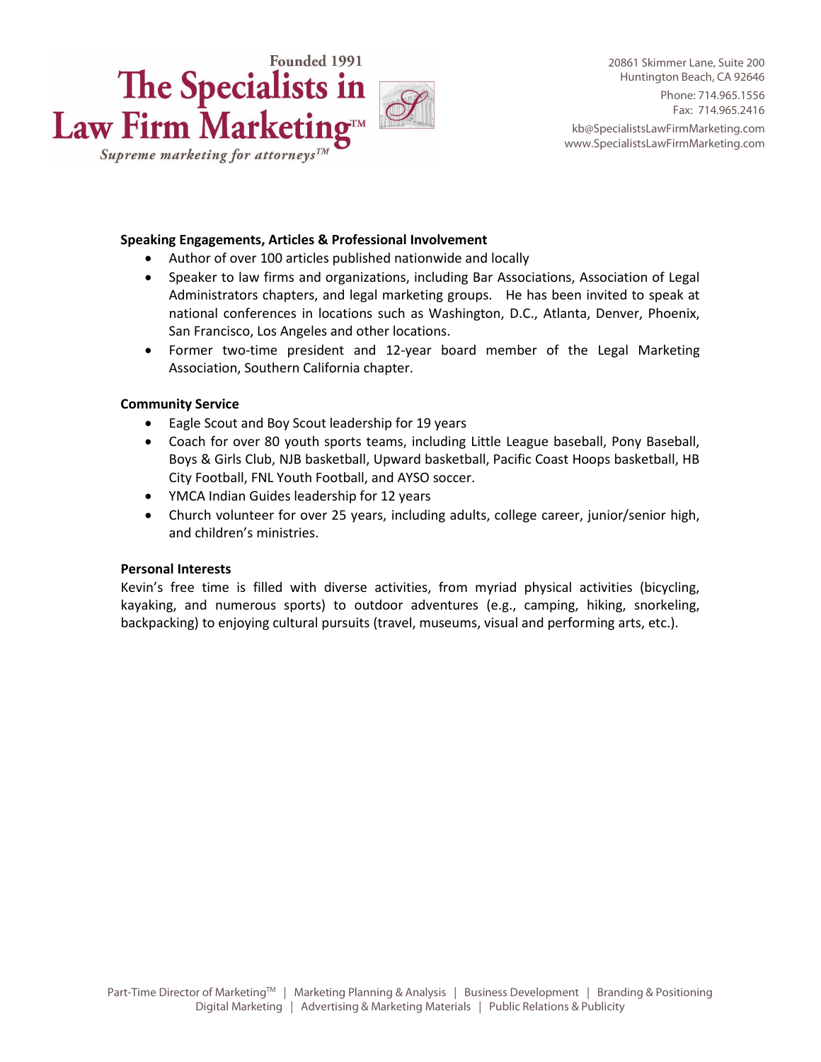### Speaking Engagements, Articles & Professional Involvement

- Author of over 100 articles published nationwide and locally
- Speaker to law firms and organizations, including Bar Associations, Association of Legal Administrators chapters, and legal marketing groups. He has been invited to speak at national conferences in locations such as Washington, D.C., Atlanta, Denver, Phoenix, San Francisco, Los Angeles and other locations.
- Former two-time president and 12-year board member of the Legal Marketing Association, Southern California chapter.

### Community Service

- Eagle Scout and Boy Scout leadership for 19 years
- Coach for over 80 youth sports teams, including Little League baseball, Pony Baseball, Boys & Girls Club, NJB basketball, Upward basketball, Pacific Coast Hoops basketball, HB City Football, FNL Youth Football, and AYSO soccer.
- YMCA Indian Guides leadership for 12 years
- Church volunteer for over 25 years, including adults, college career, junior/senior high, and children's ministries.

### Personal Interests

Kevin's free time is filled with diverse activities, from myriad physical activities (bicycling, kayaking, and numerous sports) to outdoor adventures (e.g., camping, hiking, snorkeling, backpacking) to enjoying cultural pursuits (travel, museums, visual and performing arts, etc.).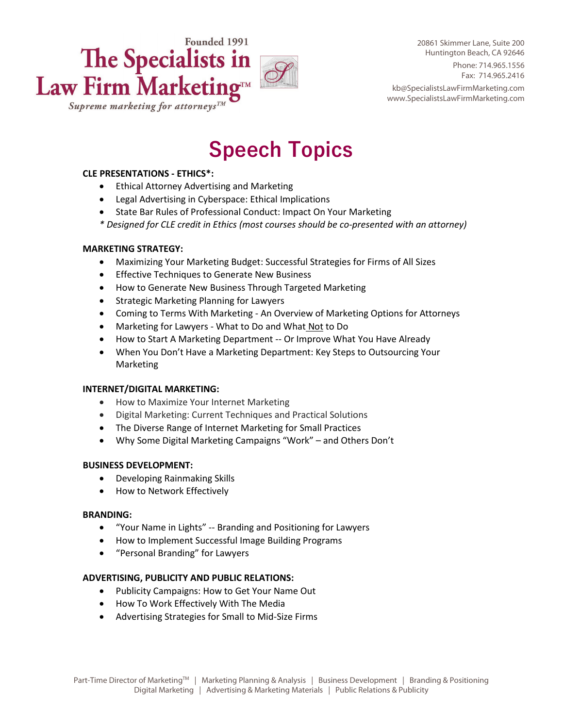# The Specialists in Law Firm Marketing™

Founded 1991

*Supreme marketing for attorneys™*

20861 Skimmer Lane, Suite 200
Huntington Beach, CA 92646
Phone: 714.965.1556
Fax: 714.965.2416
kb@SpecialistsLawFirmMarketing.com
www.SpecialistsLawFirmMarketing.com

## Speech Topics

**CLE PRESENTATIONS - ETHICS*:**

- Ethical Attorney Advertising and Marketing
- Legal Advertising in Cyberspace: Ethical Implications
- State Bar Rules of Professional Conduct: Impact On Your Marketing

*\* Designed for CLE credit in Ethics (most courses should be co-presented with an attorney)*

**MARKETING STRATEGY:**

- Maximizing Your Marketing Budget: Successful Strategies for Firms of All Sizes
- Effective Techniques to Generate New Business
- How to Generate New Business Through Targeted Marketing
- Strategic Marketing Planning for Lawyers
- Coming to Terms With Marketing - An Overview of Marketing Options for Attorneys
- Marketing for Lawyers - What to Do and What <u>Not</u> to Do
- How to Start A Marketing Department -- Or Improve What You Have Already
- When You Don't Have a Marketing Department: Key Steps to Outsourcing Your Marketing

**INTERNET/DIGITAL MARKETING:**

- How to Maximize Your Internet Marketing
- Digital Marketing: Current Techniques and Practical Solutions
- The Diverse Range of Internet Marketing for Small Practices
- Why Some Digital Marketing Campaigns "Work" – and Others Don't

**BUSINESS DEVELOPMENT:**

- Developing Rainmaking Skills
- How to Network Effectively

**BRANDING:**

- "Your Name in Lights" -- Branding and Positioning for Lawyers
- How to Implement Successful Image Building Programs
- "Personal Branding" for Lawyers

**ADVERTISING, PUBLICITY AND PUBLIC RELATIONS:**

- Publicity Campaigns: How to Get Your Name Out
- How To Work Effectively With The Media
- Advertising Strategies for Small to Mid-Size Firms

Part-Time Director of Marketing™ | Marketing Planning & Analysis | Business Development | Branding & Positioning
Digital Marketing | Advertising & Marketing Materials | Public Relations & Publicity